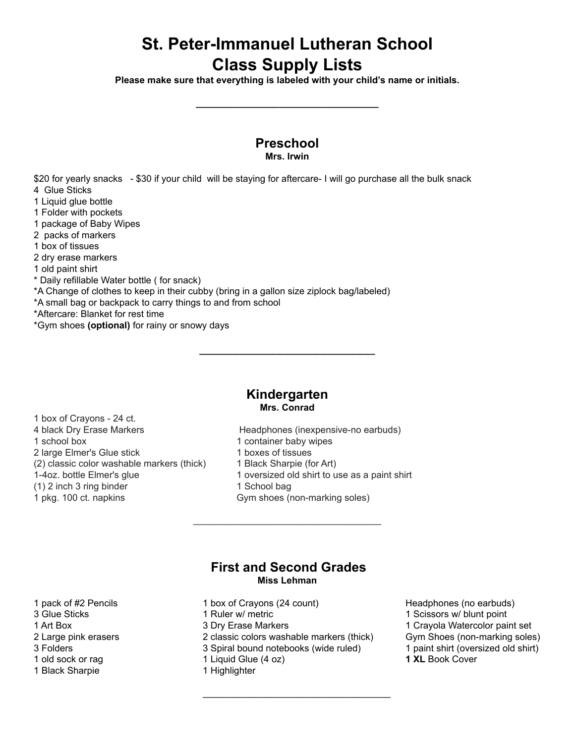# St. Peter-Immanuel Lutheran School
# Class Supply Lists

**Please make sure that everything is labeled with your child's name or initials.**

---

## Preschool
**Mrs. Irwin**

$20 for yearly snacks - $30 if your child will be staying for aftercare- I will go purchase all the bulk snack
4 Glue Sticks
1 Liquid glue bottle
1 Folder with pockets
1 package of Baby Wipes
2 packs of markers
1 box of tissues
2 dry erase markers
1 old paint shirt
* Daily refillable Water bottle ( for snack)
*A Change of clothes to keep in their cubby (bring in a gallon size ziplock bag/labeled)
*A small bag or backpack to carry things to and from school
*Aftercare: Blanket for rest time
*Gym shoes **(optional)** for rainy or snowy days

---

## Kindergarten
**Mrs. Conrad**

1 box of Crayons - 24 ct.
4 black Dry Erase Markers
1 school box
2 large Elmer's Glue stick
(2) classic color washable markers (thick)
1-4oz. bottle Elmer's glue
(1) 2 inch 3 ring binder
1 pkg. 100 ct. napkins
Headphones (inexpensive-no earbuds)
1 container baby wipes
1 boxes of tissues
1 Black Sharpie (for Art)
1 oversized old shirt to use as a paint shirt
1 School bag
Gym shoes (non-marking soles)

---

## First and Second Grades
**Miss Lehman**

1 pack of #2 Pencils
3 Glue Sticks
1 Art Box
2 Large pink erasers
3 Folders
1 old sock or rag
1 Black Sharpie
1 box of Crayons (24 count)
1 Ruler w/ metric
3 Dry Erase Markers
2 classic colors washable markers (thick)
3 Spiral bound notebooks (wide ruled)
1 Liquid Glue (4 oz)
1 Highlighter
Headphones (no earbuds)
1 Scissors w/ blunt point
1 Crayola Watercolor paint set
Gym Shoes (non-marking soles)
1 paint shirt (oversized old shirt)
**1 XL** Book Cover

---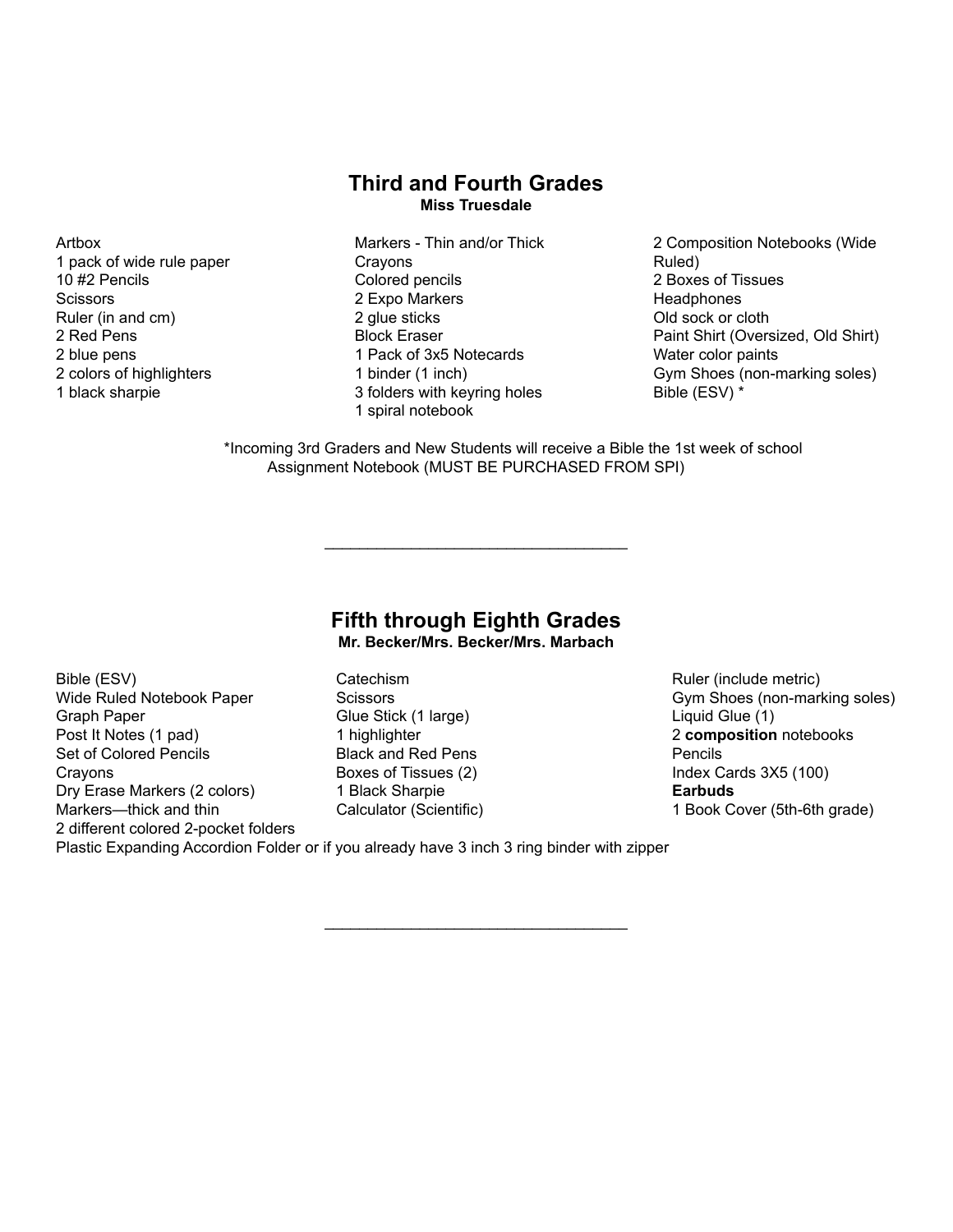## Third and Fourth Grades

**Miss Truesdale**

- Artbox
- 1 pack of wide rule paper
- 10 #2 Pencils
- Scissors
- Ruler (in and cm)
- 2 Red Pens
- 2 blue pens
- 2 colors of highlighters
- 1 black sharpie
- Markers - Thin and/or Thick
- Crayons
- Colored pencils
- 2 Expo Markers
- 2 glue sticks
- Block Eraser
- 1 Pack of 3x5 Notecards
- 1 binder (1 inch)
- 3 folders with keyring holes
- 1 spiral notebook
- 2 Composition Notebooks (Wide Ruled)
- 2 Boxes of Tissues
- Headphones
- Old sock or cloth
- Paint Shirt (Oversized, Old Shirt)
- Water color paints
- Gym Shoes (non-marking soles)
- Bible (ESV) *

*Incoming 3rd Graders and New Students will receive a Bible the 1st week of school

Assignment Notebook (MUST BE PURCHASED FROM SPI)

---

## Fifth through Eighth Grades

**Mr. Becker/Mrs. Becker/Mrs. Marbach**

- Bible (ESV)
- Wide Ruled Notebook Paper
- Graph Paper
- Post It Notes (1 pad)
- Set of Colored Pencils
- Crayons
- Dry Erase Markers (2 colors)
- Markers—thick and thin
- 2 different colored 2-pocket folders
- Plastic Expanding Accordion Folder or if you already have 3 inch 3 ring binder with zipper
- Catechism
- Scissors
- Glue Stick (1 large)
- 1 highlighter
- Black and Red Pens
- Boxes of Tissues (2)
- 1 Black Sharpie
- Calculator (Scientific)
- Ruler (include metric)
- Gym Shoes (non-marking soles)
- Liquid Glue (1)
- 2 **composition** notebooks
- Pencils
- Index Cards 3X5 (100)
- **Earbuds**
- 1 Book Cover (5th-6th grade)

---